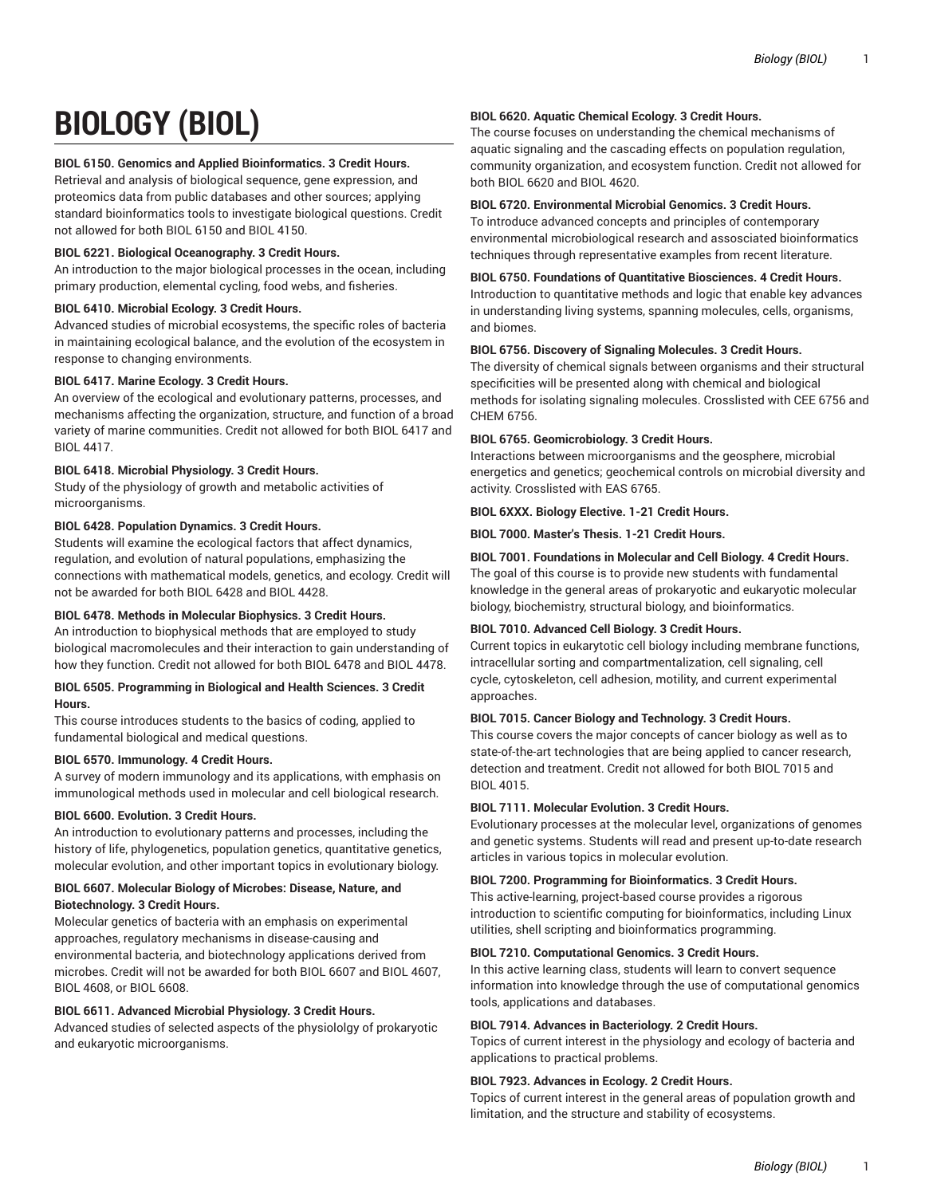# BIOLOGY (BIOL)

**BIOL 6150. Genomics and Applied Bioinformatics. 3 Credit Hours.**
Retrieval and analysis of biological sequence, gene expression, and proteomics data from public databases and other sources; applying standard bioinformatics tools to investigate biological questions. Credit not allowed for both BIOL 6150 and BIOL 4150.

**BIOL 6221. Biological Oceanography. 3 Credit Hours.**
An introduction to the major biological processes in the ocean, including primary production, elemental cycling, food webs, and fisheries.

**BIOL 6410. Microbial Ecology. 3 Credit Hours.**
Advanced studies of microbial ecosystems, the specific roles of bacteria in maintaining ecological balance, and the evolution of the ecosystem in response to changing environments.

**BIOL 6417. Marine Ecology. 3 Credit Hours.**
An overview of the ecological and evolutionary patterns, processes, and mechanisms affecting the organization, structure, and function of a broad variety of marine communities. Credit not allowed for both BIOL 6417 and BIOL 4417.

**BIOL 6418. Microbial Physiology. 3 Credit Hours.**
Study of the physiology of growth and metabolic activities of microorganisms.

**BIOL 6428. Population Dynamics. 3 Credit Hours.**
Students will examine the ecological factors that affect dynamics, regulation, and evolution of natural populations, emphasizing the connections with mathematical models, genetics, and ecology. Credit will not be awarded for both BIOL 6428 and BIOL 4428.

**BIOL 6478. Methods in Molecular Biophysics. 3 Credit Hours.**
An introduction to biophysical methods that are employed to study biological macromolecules and their interaction to gain understanding of how they function. Credit not allowed for both BIOL 6478 and BIOL 4478.

**BIOL 6505. Programming in Biological and Health Sciences. 3 Credit Hours.**
This course introduces students to the basics of coding, applied to fundamental biological and medical questions.

**BIOL 6570. Immunology. 4 Credit Hours.**
A survey of modern immunology and its applications, with emphasis on immunological methods used in molecular and cell biological research.

**BIOL 6600. Evolution. 3 Credit Hours.**
An introduction to evolutionary patterns and processes, including the history of life, phylogenetics, population genetics, quantitative genetics, molecular evolution, and other important topics in evolutionary biology.

**BIOL 6607. Molecular Biology of Microbes: Disease, Nature, and Biotechnology. 3 Credit Hours.**
Molecular genetics of bacteria with an emphasis on experimental approaches, regulatory mechanisms in disease-causing and environmental bacteria, and biotechnology applications derived from microbes. Credit will not be awarded for both BIOL 6607 and BIOL 4607, BIOL 4608, or BIOL 6608.

**BIOL 6611. Advanced Microbial Physiology. 3 Credit Hours.**
Advanced studies of selected aspects of the physiololgy of prokaryotic and eukaryotic microorganisms.

**BIOL 6620. Aquatic Chemical Ecology. 3 Credit Hours.**
The course focuses on understanding the chemical mechanisms of aquatic signaling and the cascading effects on population regulation, community organization, and ecosystem function. Credit not allowed for both BIOL 6620 and BIOL 4620.

**BIOL 6720. Environmental Microbial Genomics. 3 Credit Hours.**
To introduce advanced concepts and principles of contemporary environmental microbiological research and assosciated bioinformatics techniques through representative examples from recent literature.

**BIOL 6750. Foundations of Quantitative Biosciences. 4 Credit Hours.**
Introduction to quantitative methods and logic that enable key advances in understanding living systems, spanning molecules, cells, organisms, and biomes.

**BIOL 6756. Discovery of Signaling Molecules. 3 Credit Hours.**
The diversity of chemical signals between organisms and their structural specificities will be presented along with chemical and biological methods for isolating signaling molecules. Crosslisted with CEE 6756 and CHEM 6756.

**BIOL 6765. Geomicrobiology. 3 Credit Hours.**
Interactions between microorganisms and the geosphere, microbial energetics and genetics; geochemical controls on microbial diversity and activity. Crosslisted with EAS 6765.

**BIOL 6XXX. Biology Elective. 1-21 Credit Hours.**

**BIOL 7000. Master's Thesis. 1-21 Credit Hours.**

**BIOL 7001. Foundations in Molecular and Cell Biology. 4 Credit Hours.**
The goal of this course is to provide new students with fundamental knowledge in the general areas of prokaryotic and eukaryotic molecular biology, biochemistry, structural biology, and bioinformatics.

**BIOL 7010. Advanced Cell Biology. 3 Credit Hours.**
Current topics in eukaryotic cell biology including membrane functions, intracellular sorting and compartmentalization, cell signaling, cell cycle, cytoskeleton, cell adhesion, motility, and current experimental approaches.

**BIOL 7015. Cancer Biology and Technology. 3 Credit Hours.**
This course covers the major concepts of cancer biology as well as to state-of-the-art technologies that are being applied to cancer research, detection and treatment. Credit not allowed for both BIOL 7015 and BIOL 4015.

**BIOL 7111. Molecular Evolution. 3 Credit Hours.**
Evolutionary processes at the molecular level, organizations of genomes and genetic systems. Students will read and present up-to-date research articles in various topics in molecular evolution.

**BIOL 7200. Programming for Bioinformatics. 3 Credit Hours.**
This active-learning, project-based course provides a rigorous introduction to scientific computing for bioinformatics, including Linux utilities, shell scripting and bioinformatics programming.

**BIOL 7210. Computational Genomics. 3 Credit Hours.**
In this active learning class, students will learn to convert sequence information into knowledge through the use of computational genomics tools, applications and databases.

**BIOL 7914. Advances in Bacteriology. 2 Credit Hours.**
Topics of current interest in the physiology and ecology of bacteria and applications to practical problems.

**BIOL 7923. Advances in Ecology. 2 Credit Hours.**
Topics of current interest in the general areas of population growth and limitation, and the structure and stability of ecosystems.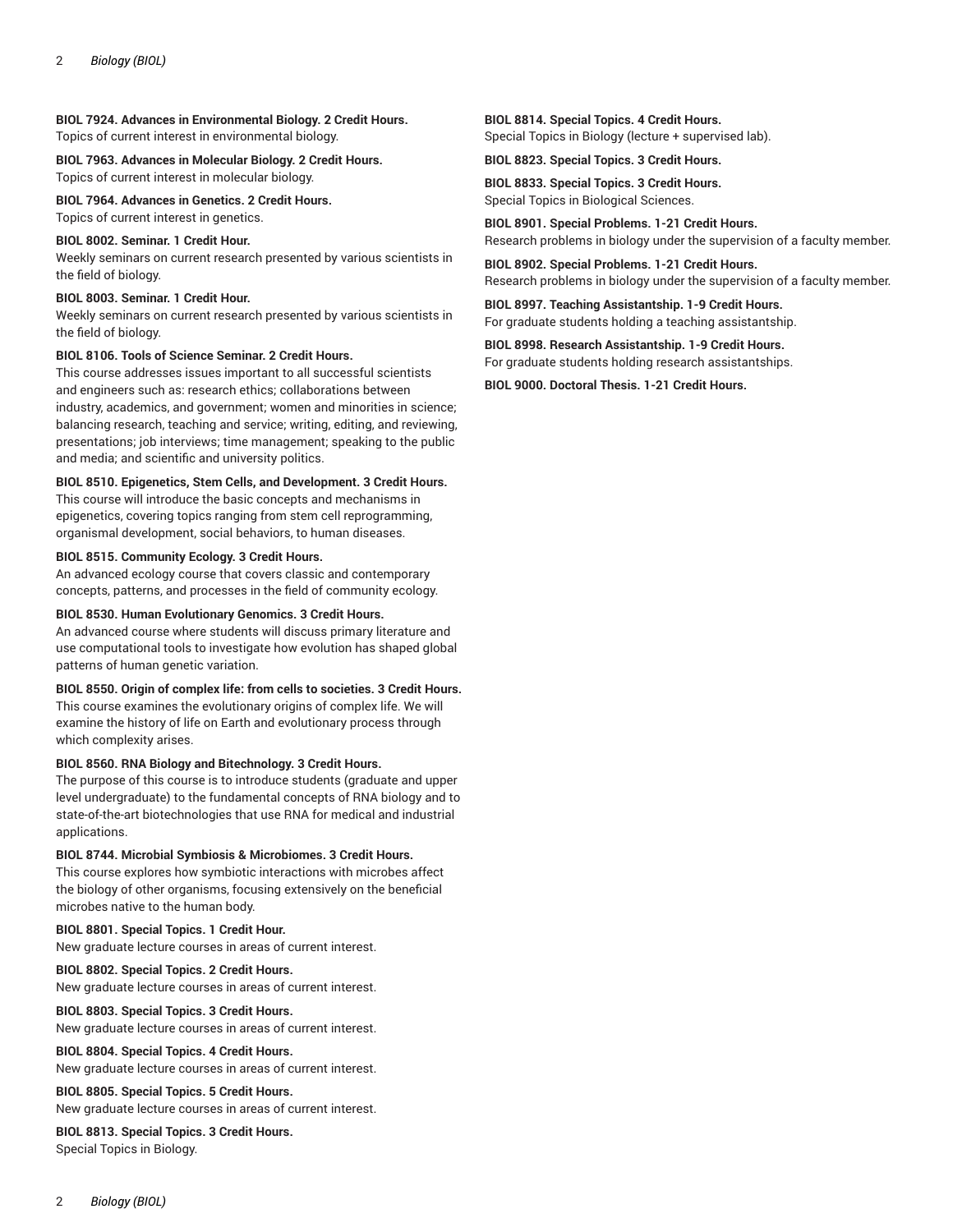**BIOL 7924. Advances in Environmental Biology. 2 Credit Hours.**
Topics of current interest in environmental biology.

**BIOL 7963. Advances in Molecular Biology. 2 Credit Hours.**
Topics of current interest in molecular biology.

**BIOL 7964. Advances in Genetics. 2 Credit Hours.**
Topics of current interest in genetics.

**BIOL 8002. Seminar. 1 Credit Hour.**
Weekly seminars on current research presented by various scientists in the field of biology.

**BIOL 8003. Seminar. 1 Credit Hour.**
Weekly seminars on current research presented by various scientists in the field of biology.

**BIOL 8106. Tools of Science Seminar. 2 Credit Hours.**
This course addresses issues important to all successful scientists and engineers such as: research ethics; collaborations between industry, academics, and government; women and minorities in science; balancing research, teaching and service; writing, editing, and reviewing, presentations; job interviews; time management; speaking to the public and media; and scientific and university politics.

**BIOL 8510. Epigenetics, Stem Cells, and Development. 3 Credit Hours.**
This course will introduce the basic concepts and mechanisms in epigenetics, covering topics ranging from stem cell reprogramming, organismal development, social behaviors, to human diseases.

**BIOL 8515. Community Ecology. 3 Credit Hours.**
An advanced ecology course that covers classic and contemporary concepts, patterns, and processes in the field of community ecology.

**BIOL 8530. Human Evolutionary Genomics. 3 Credit Hours.**
An advanced course where students will discuss primary literature and use computational tools to investigate how evolution has shaped global patterns of human genetic variation.

**BIOL 8550. Origin of complex life: from cells to societies. 3 Credit Hours.**
This course examines the evolutionary origins of complex life. We will examine the history of life on Earth and evolutionary process through which complexity arises.

**BIOL 8560. RNA Biology and Bitechnology. 3 Credit Hours.**
The purpose of this course is to introduce students (graduate and upper level undergraduate) to the fundamental concepts of RNA biology and to state-of-the-art biotechnologies that use RNA for medical and industrial applications.

**BIOL 8744. Microbial Symbiosis & Microbiomes. 3 Credit Hours.**
This course explores how symbiotic interactions with microbes affect the biology of other organisms, focusing extensively on the beneficial microbes native to the human body.

**BIOL 8801. Special Topics. 1 Credit Hour.**
New graduate lecture courses in areas of current interest.

**BIOL 8802. Special Topics. 2 Credit Hours.**
New graduate lecture courses in areas of current interest.

**BIOL 8803. Special Topics. 3 Credit Hours.**
New graduate lecture courses in areas of current interest.

**BIOL 8804. Special Topics. 4 Credit Hours.**
New graduate lecture courses in areas of current interest.

**BIOL 8805. Special Topics. 5 Credit Hours.**
New graduate lecture courses in areas of current interest.

**BIOL 8813. Special Topics. 3 Credit Hours.**
Special Topics in Biology.

**BIOL 8814. Special Topics. 4 Credit Hours.**
Special Topics in Biology (lecture + supervised lab).

**BIOL 8823. Special Topics. 3 Credit Hours.**

**BIOL 8833. Special Topics. 3 Credit Hours.**
Special Topics in Biological Sciences.

**BIOL 8901. Special Problems. 1-21 Credit Hours.**
Research problems in biology under the supervision of a faculty member.

**BIOL 8902. Special Problems. 1-21 Credit Hours.**
Research problems in biology under the supervision of a faculty member.

**BIOL 8997. Teaching Assistantship. 1-9 Credit Hours.**
For graduate students holding a teaching assistantship.

**BIOL 8998. Research Assistantship. 1-9 Credit Hours.**
For graduate students holding research assistantships.

**BIOL 9000. Doctoral Thesis. 1-21 Credit Hours.**